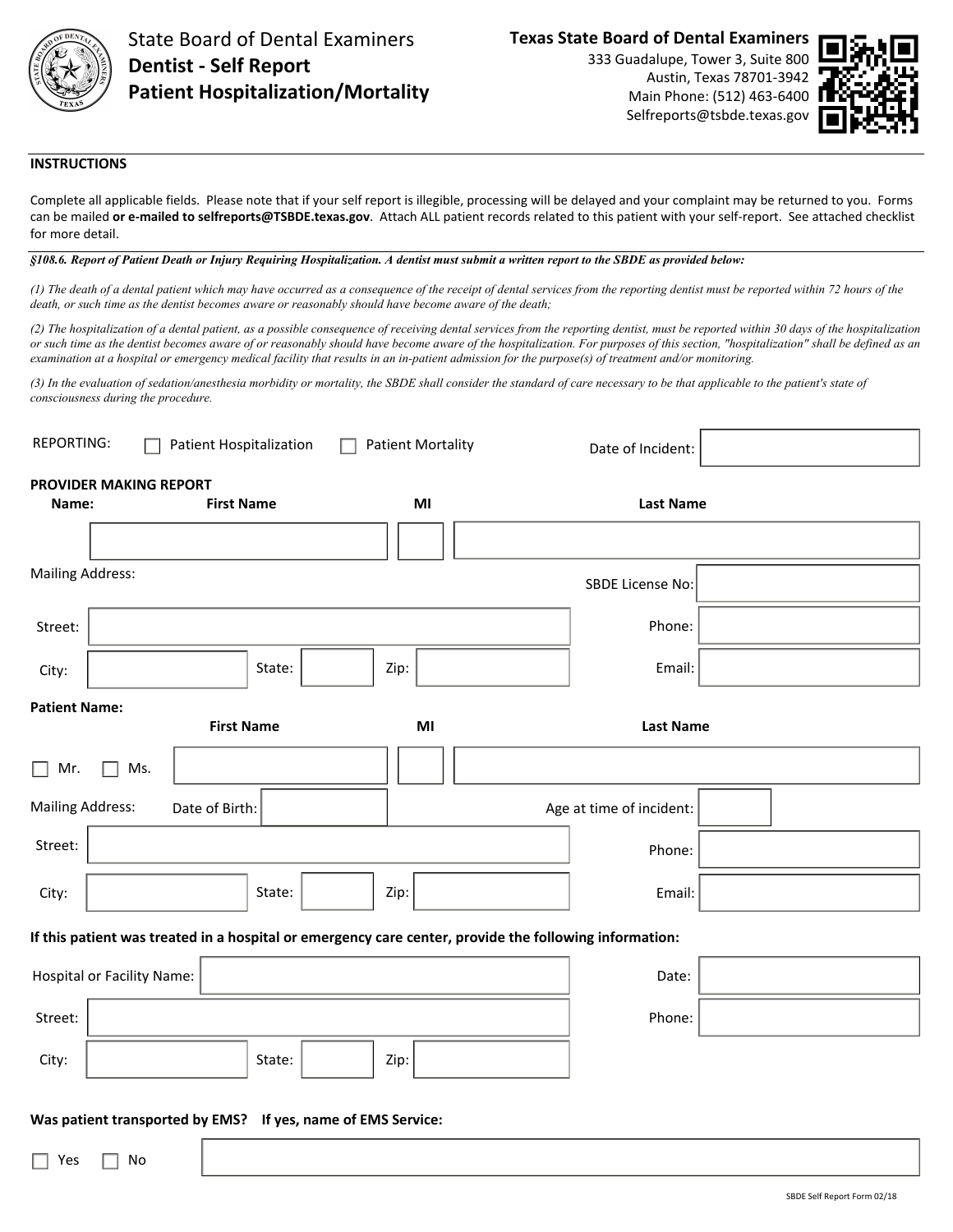# State Board of Dental Examiners
## Dentist - Self Report
## Patient Hospitalization/Mortality

**Texas State Board of Dental Examiners**
333 Guadalupe, Tower 3, Suite 800
Austin, Texas 78701-3942
Main Phone: (512) 463-6400
Selfreports@tsbde.texas.gov

**INSTRUCTIONS**

Complete all applicable fields. Please note that if your self report is illegible, processing will be delayed and your complaint may be returned to you. Forms can be mailed **or e-mailed to selfreports@TSBDE.texas.gov**. Attach ALL patient records related to this patient with your self-report. See attached checklist for more detail.

***§108.6. Report of Patient Death or Injury Requiring Hospitalization. A dentist must submit a written report to the SBDE as provided below:***

*(1) The death of a dental patient which may have occurred as a consequence of the receipt of dental services from the reporting dentist must be reported within 72 hours of the death, or such time as the dentist becomes aware or reasonably should have become aware of the death;*

*(2) The hospitalization of a dental patient, as a possible consequence of receiving dental services from the reporting dentist, must be reported within 30 days of the hospitalization or such time as the dentist becomes aware of or reasonably should have become aware of the hospitalization. For purposes of this section, "hospitalization" shall be defined as an examination at a hospital or emergency medical facility that results in an in-patient admission for the purpose(s) of treatment and/or monitoring.*

*(3) In the evaluation of sedation/anesthesia morbidity or mortality, the SBDE shall consider the standard of care necessary to be that applicable to the patient's state of consciousness during the procedure.*

REPORTING: ☐ Patient Hospitalization ☐ Patient Mortality Date of Incident: \_\_\_\_\_\_\_\_

**PROVIDER MAKING REPORT**

**Name:** **First Name** \_\_\_\_\_\_\_\_ **MI** \_\_\_ **Last Name** \_\_\_\_\_\_\_\_

Mailing Address: SBDE License No: \_\_\_\_\_\_\_\_

Street: \_\_\_\_\_\_\_\_ Phone: \_\_\_\_\_\_\_\_

City: \_\_\_\_\_\_\_\_ State: \_\_\_ Zip: \_\_\_\_\_\_\_\_ Email: \_\_\_\_\_\_\_\_

**Patient Name:**

☐ Mr. ☐ Ms. **First Name** \_\_\_\_\_\_\_\_ **MI** \_\_\_ **Last Name** \_\_\_\_\_\_\_\_

Mailing Address: Date of Birth: \_\_\_\_\_\_\_\_ Age at time of incident: \_\_\_

Street: \_\_\_\_\_\_\_\_ Phone: \_\_\_\_\_\_\_\_

City: \_\_\_\_\_\_\_\_ State: \_\_\_ Zip: \_\_\_\_\_\_\_\_ Email: \_\_\_\_\_\_\_\_

**If this patient was treated in a hospital or emergency care center, provide the following information:**

Hospital or Facility Name: \_\_\_\_\_\_\_\_ Date: \_\_\_\_\_\_\_\_

Street: \_\_\_\_\_\_\_\_ Phone: \_\_\_\_\_\_\_\_

City: \_\_\_\_\_\_\_\_ State: \_\_\_ Zip: \_\_\_\_\_\_\_\_

**Was patient transported by EMS? If yes, name of EMS Service:**

☐ Yes ☐ No \_\_\_\_\_\_\_\_

SBDE Self Report Form 02/18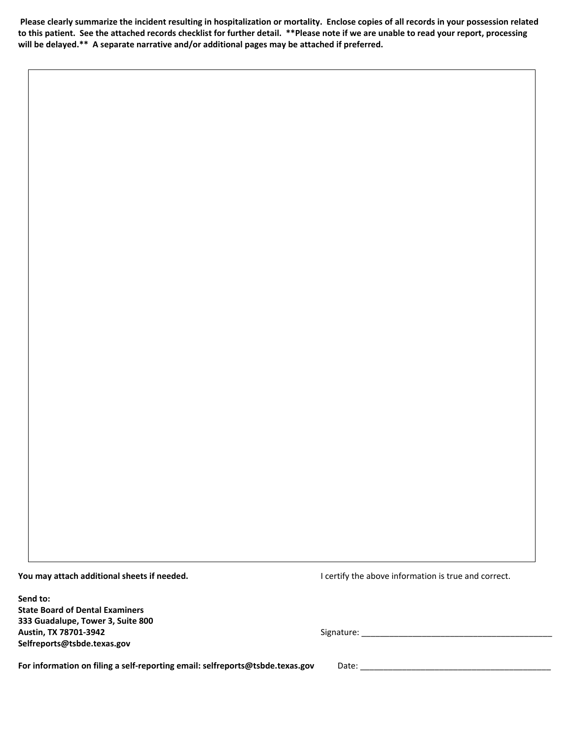**Please clearly summarize the incident resulting in hospitalization or mortality. Enclose copies of all records in your possession related to this patient. See the attached records checklist for further detail. **Please note if we are unable to read your report, processing will be delayed.** A separate narrative and/or additional pages may be attached if preferred.**

**You may attach additional sheets if needed.**

I certify the above information is true and correct.

**Send to:**
**State Board of Dental Examiners**
**333 Guadalupe, Tower 3, Suite 800**
**Austin, TX 78701-3942**
**Selfreports@tsbde.texas.gov**

Signature: ___________________________________________

**For information on filing a self-reporting email: selfreports@tsbde.texas.gov**

Date: ___________________________________________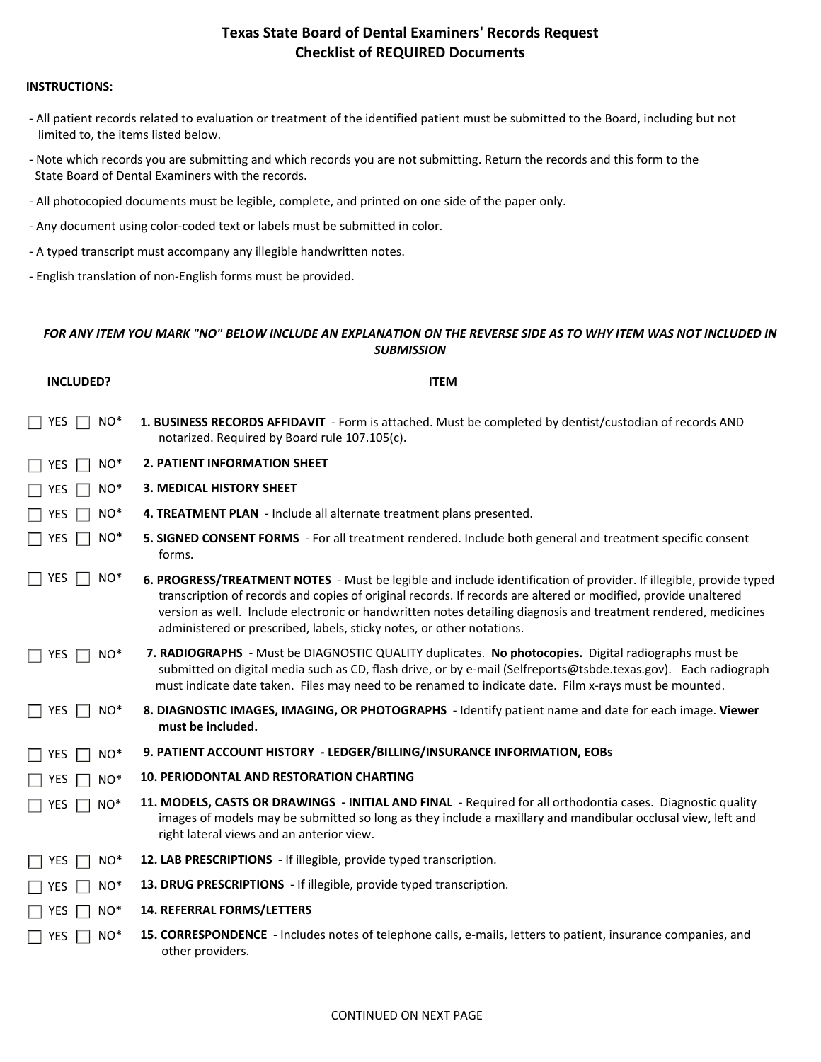# Texas State Board of Dental Examiners' Records Request
# Checklist of REQUIRED Documents

**INSTRUCTIONS:**

- All patient records related to evaluation or treatment of the identified patient must be submitted to the Board, including but not limited to, the items listed below.
- Note which records you are submitting and which records you are not submitting. Return the records and this form to the State Board of Dental Examiners with the records.
- All photocopied documents must be legible, complete, and printed on one side of the paper only.
- Any document using color-coded text or labels must be submitted in color.
- A typed transcript must accompany any illegible handwritten notes.
- English translation of non-English forms must be provided.

---

***FOR ANY ITEM YOU MARK "NO" BELOW INCLUDE AN EXPLANATION ON THE REVERSE SIDE AS TO WHY ITEM WAS NOT INCLUDED IN SUBMISSION***

| INCLUDED? | ITEM |
|---|---|
| ☐ YES ☐ NO* | **1. BUSINESS RECORDS AFFIDAVIT** - Form is attached. Must be completed by dentist/custodian of records AND notarized. Required by Board rule 107.105(c). |
| ☐ YES ☐ NO* | **2. PATIENT INFORMATION SHEET** |
| ☐ YES ☐ NO* | **3. MEDICAL HISTORY SHEET** |
| ☐ YES ☐ NO* | **4. TREATMENT PLAN** - Include all alternate treatment plans presented. |
| ☐ YES ☐ NO* | **5. SIGNED CONSENT FORMS** - For all treatment rendered. Include both general and treatment specific consent forms. |
| ☐ YES ☐ NO* | **6. PROGRESS/TREATMENT NOTES** - Must be legible and include identification of provider. If illegible, provide typed transcription of records and copies of original records. If records are altered or modified, provide unaltered version as well. Include electronic or handwritten notes detailing diagnosis and treatment rendered, medicines administered or prescribed, labels, sticky notes, or other notations. |
| ☐ YES ☐ NO* | **7. RADIOGRAPHS** - Must be DIAGNOSTIC QUALITY duplicates. **No photocopies.** Digital radiographs must be submitted on digital media such as CD, flash drive, or by e-mail (Selfreports@tsbde.texas.gov). Each radiograph must indicate date taken. Files may need to be renamed to indicate date. Film x-rays must be mounted. |
| ☐ YES ☐ NO* | **8. DIAGNOSTIC IMAGES, IMAGING, OR PHOTOGRAPHS** - Identify patient name and date for each image. **Viewer must be included.** |
| ☐ YES ☐ NO* | **9. PATIENT ACCOUNT HISTORY - LEDGER/BILLING/INSURANCE INFORMATION, EOBs** |
| ☐ YES ☐ NO* | **10. PERIODONTAL AND RESTORATION CHARTING** |
| ☐ YES ☐ NO* | **11. MODELS, CASTS OR DRAWINGS - INITIAL AND FINAL** - Required for all orthodontia cases. Diagnostic quality images of models may be submitted so long as they include a maxillary and mandibular occlusal view, left and right lateral views and an anterior view. |
| ☐ YES ☐ NO* | **12. LAB PRESCRIPTIONS** - If illegible, provide typed transcription. |
| ☐ YES ☐ NO* | **13. DRUG PRESCRIPTIONS** - If illegible, provide typed transcription. |
| ☐ YES ☐ NO* | **14. REFERRAL FORMS/LETTERS** |
| ☐ YES ☐ NO* | **15. CORRESPONDENCE** - Includes notes of telephone calls, e-mails, letters to patient, insurance companies, and other providers. |

CONTINUED ON NEXT PAGE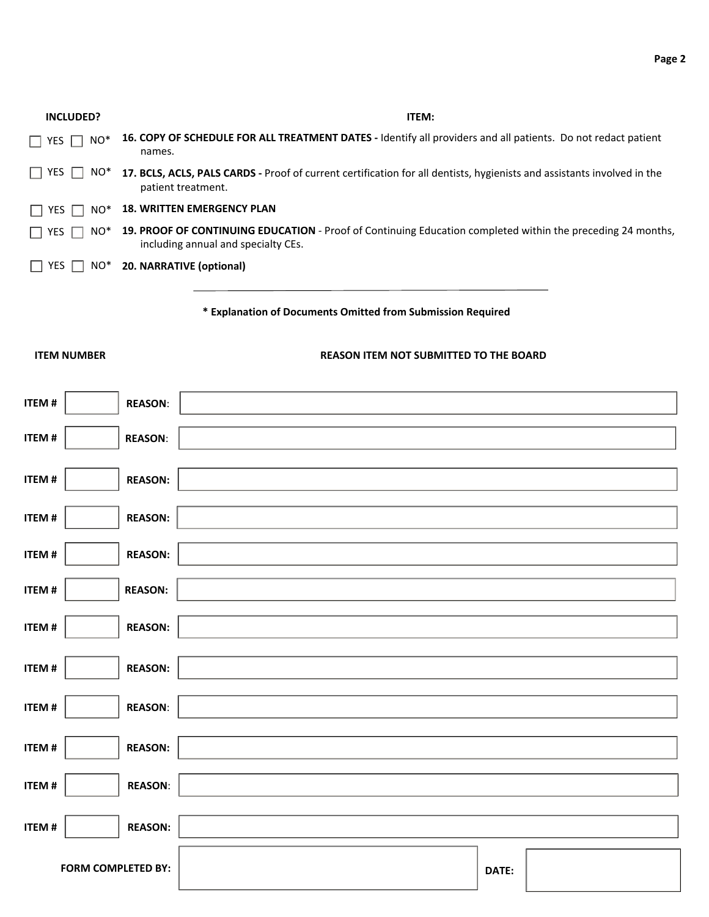| INCLUDED? | ITEM: |
|---|---|
| ☐ YES ☐ NO* | **16. COPY OF SCHEDULE FOR ALL TREATMENT DATES -** Identify all providers and all patients. Do not redact patient names. |
| ☐ YES ☐ NO* | **17. BCLS, ACLS, PALS CARDS -** Proof of current certification for all dentists, hygienists and assistants involved in the patient treatment. |
| ☐ YES ☐ NO* | **18. WRITTEN EMERGENCY PLAN** |
| ☐ YES ☐ NO* | **19. PROOF OF CONTINUING EDUCATION** - Proof of Continuing Education completed within the preceding 24 months, including annual and specialty CEs. |
| ☐ YES ☐ NO* | **20. NARRATIVE (optional)** |

---

**\* Explanation of Documents Omitted from Submission Required**

| ITEM NUMBER | REASON ITEM NOT SUBMITTED TO THE BOARD |
|---|---|
| **ITEM #** | **REASON:** |
| **ITEM #** | **REASON:** |
| **ITEM #** | **REASON:** |
| **ITEM #** | **REASON:** |
| **ITEM #** | **REASON:** |
| **ITEM #** | **REASON:** |
| **ITEM #** | **REASON:** |
| **ITEM #** | **REASON:** |
| **ITEM #** | **REASON:** |
| **ITEM #** | **REASON:** |
| **ITEM #** | **REASON:** |
| **ITEM #** | **REASON:** |

**FORM COMPLETED BY:** ____________________ **DATE:** ____________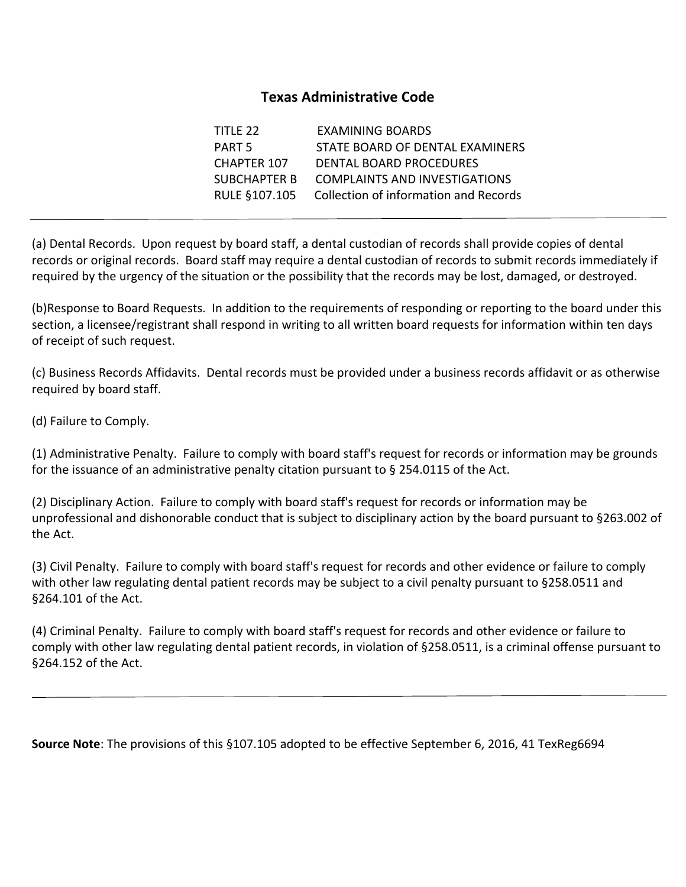# Texas Administrative Code

| | |
|---|---|
| TITLE 22 | EXAMINING BOARDS |
| PART 5 | STATE BOARD OF DENTAL EXAMINERS |
| CHAPTER 107 | DENTAL BOARD PROCEDURES |
| SUBCHAPTER B | COMPLAINTS AND INVESTIGATIONS |
| RULE §107.105 | Collection of information and Records |

---

(a) Dental Records. Upon request by board staff, a dental custodian of records shall provide copies of dental records or original records. Board staff may require a dental custodian of records to submit records immediately if required by the urgency of the situation or the possibility that the records may be lost, damaged, or destroyed.

(b)Response to Board Requests. In addition to the requirements of responding or reporting to the board under this section, a licensee/registrant shall respond in writing to all written board requests for information within ten days of receipt of such request.

(c) Business Records Affidavits. Dental records must be provided under a business records affidavit or as otherwise required by board staff.

(d) Failure to Comply.

(1) Administrative Penalty. Failure to comply with board staff's request for records or information may be grounds for the issuance of an administrative penalty citation pursuant to § 254.0115 of the Act.

(2) Disciplinary Action. Failure to comply with board staff's request for records or information may be unprofessional and dishonorable conduct that is subject to disciplinary action by the board pursuant to §263.002 of the Act.

(3) Civil Penalty. Failure to comply with board staff's request for records and other evidence or failure to comply with other law regulating dental patient records may be subject to a civil penalty pursuant to §258.0511 and §264.101 of the Act.

(4) Criminal Penalty. Failure to comply with board staff's request for records and other evidence or failure to comply with other law regulating dental patient records, in violation of §258.0511, is a criminal offense pursuant to §264.152 of the Act.

---

**Source Note**: The provisions of this §107.105 adopted to be effective September 6, 2016, 41 TexReg6694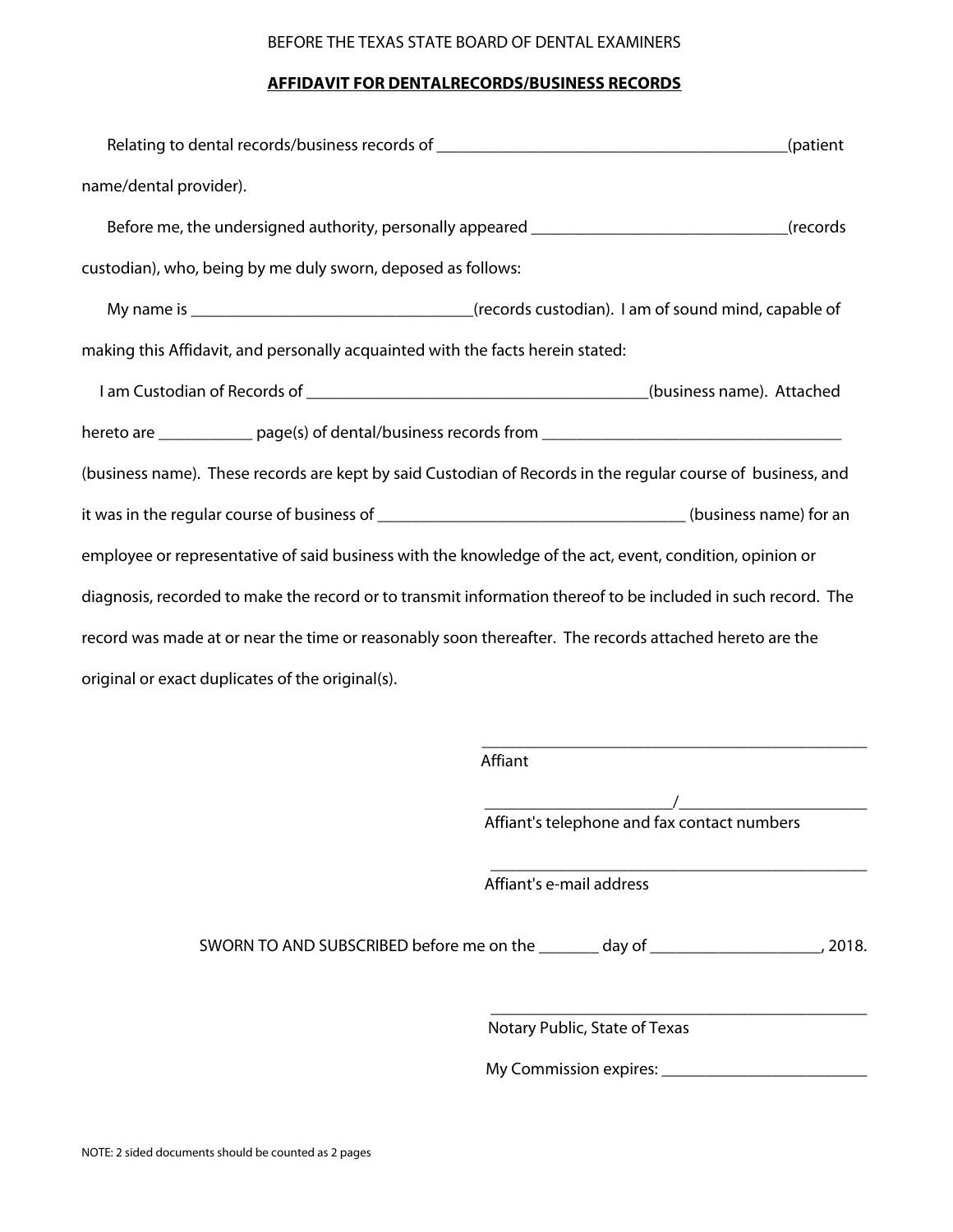BEFORE THE TEXAS STATE BOARD OF DENTAL EXAMINERS

**AFFIDAVIT FOR DENTALRECORDS/BUSINESS RECORDS**

Relating to dental records/business records of \_\_\_\_\_\_\_\_\_\_\_\_\_\_\_\_\_\_\_\_\_\_\_\_\_\_\_\_\_\_\_\_\_\_\_\_\_\_\_\_\_\_(patient name/dental provider).

Before me, the undersigned authority, personally appeared \_\_\_\_\_\_\_\_\_\_\_\_\_\_\_\_\_\_\_\_\_\_\_\_\_\_\_\_\_\_\_(records custodian), who, being by me duly sworn, deposed as follows:

My name is \_\_\_\_\_\_\_\_\_\_\_\_\_\_\_\_\_\_\_\_\_\_\_\_\_\_\_\_\_\_\_\_\_\_(records custodian). I am of sound mind, capable of making this Affidavit, and personally acquainted with the facts herein stated:

I am Custodian of Records of \_\_\_\_\_\_\_\_\_\_\_\_\_\_\_\_\_\_\_\_\_\_\_\_\_\_\_\_\_\_\_\_\_\_\_\_\_\_\_\_\_\_(business name). Attached hereto are \_\_\_\_\_\_\_\_\_\_\_\_ page(s) of dental/business records from \_\_\_\_\_\_\_\_\_\_\_\_\_\_\_\_\_\_\_\_\_\_\_\_\_\_\_\_\_\_\_\_\_\_\_\_\_\_ (business name). These records are kept by said Custodian of Records in the regular course of business, and it was in the regular course of business of \_\_\_\_\_\_\_\_\_\_\_\_\_\_\_\_\_\_\_\_\_\_\_\_\_\_\_\_\_\_\_\_\_\_\_\_\_\_ (business name) for an employee or representative of said business with the knowledge of the act, event, condition, opinion or diagnosis, recorded to make the record or to transmit information thereof to be included in such record. The record was made at or near the time or reasonably soon thereafter. The records attached hereto are the original or exact duplicates of the original(s).

\_\_\_\_\_\_\_\_\_\_\_\_\_\_\_\_\_\_\_\_\_\_\_\_\_\_\_\_\_\_\_\_\_\_\_\_\_\_\_\_\_\_\_\_\_\_\_\_
Affiant

\_\_\_\_\_\_\_\_\_\_\_\_\_\_\_\_\_\_\_\_\_\_\_/\_\_\_\_\_\_\_\_\_\_\_\_\_\_\_\_\_\_\_\_\_\_\_
Affiant's telephone and fax contact numbers

\_\_\_\_\_\_\_\_\_\_\_\_\_\_\_\_\_\_\_\_\_\_\_\_\_\_\_\_\_\_\_\_\_\_\_\_\_\_\_\_\_\_\_\_\_\_\_\_
Affiant's e-mail address

SWORN TO AND SUBSCRIBED before me on the \_\_\_\_\_\_\_ day of \_\_\_\_\_\_\_\_\_\_\_\_\_\_\_\_\_\_\_\_, 2018.

\_\_\_\_\_\_\_\_\_\_\_\_\_\_\_\_\_\_\_\_\_\_\_\_\_\_\_\_\_\_\_\_\_\_\_\_\_\_\_\_\_\_\_\_\_\_\_\_
Notary Public, State of Texas

My Commission expires: \_\_\_\_\_\_\_\_\_\_\_\_\_\_\_\_\_\_\_\_\_\_\_\_\_

NOTE: 2 sided documents should be counted as 2 pages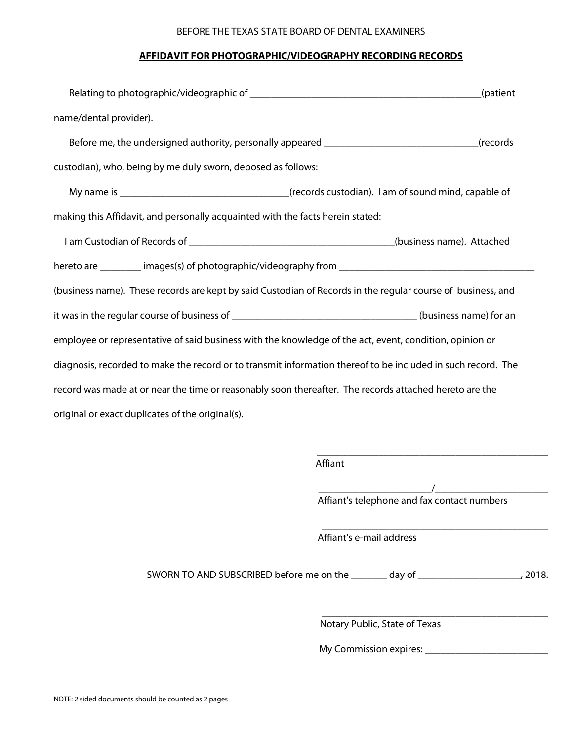BEFORE THE TEXAS STATE BOARD OF DENTAL EXAMINERS

**AFFIDAVIT FOR PHOTOGRAPHIC/VIDEOGRAPHY RECORDING RECORDS**

Relating to photographic/videographic of _______________________________________________(patient name/dental provider).

Before me, the undersigned authority, personally appeared _______________________________(records custodian), who, being by me duly sworn, deposed as follows:

My name is __________________________________(records custodian). I am of sound mind, capable of making this Affidavit, and personally acquainted with the facts herein stated:

I am Custodian of Records of __________________________________________(business name). Attached hereto are ________ images(s) of photographic/videography from ________________________________________ (business name). These records are kept by said Custodian of Records in the regular course of business, and it was in the regular course of business of _____________________________________ (business name) for an employee or representative of said business with the knowledge of the act, event, condition, opinion or diagnosis, recorded to make the record or to transmit information thereof to be included in such record. The record was made at or near the time or reasonably soon thereafter. The records attached hereto are the original or exact duplicates of the original(s).

________________________________________________
Affiant

_______________________/_______________________
Affiant's telephone and fax contact numbers

________________________________________________
Affiant's e-mail address

SWORN TO AND SUBSCRIBED before me on the _______ day of ____________________, 2018.

________________________________________________
Notary Public, State of Texas

My Commission expires: _________________________

NOTE: 2 sided documents should be counted as 2 pages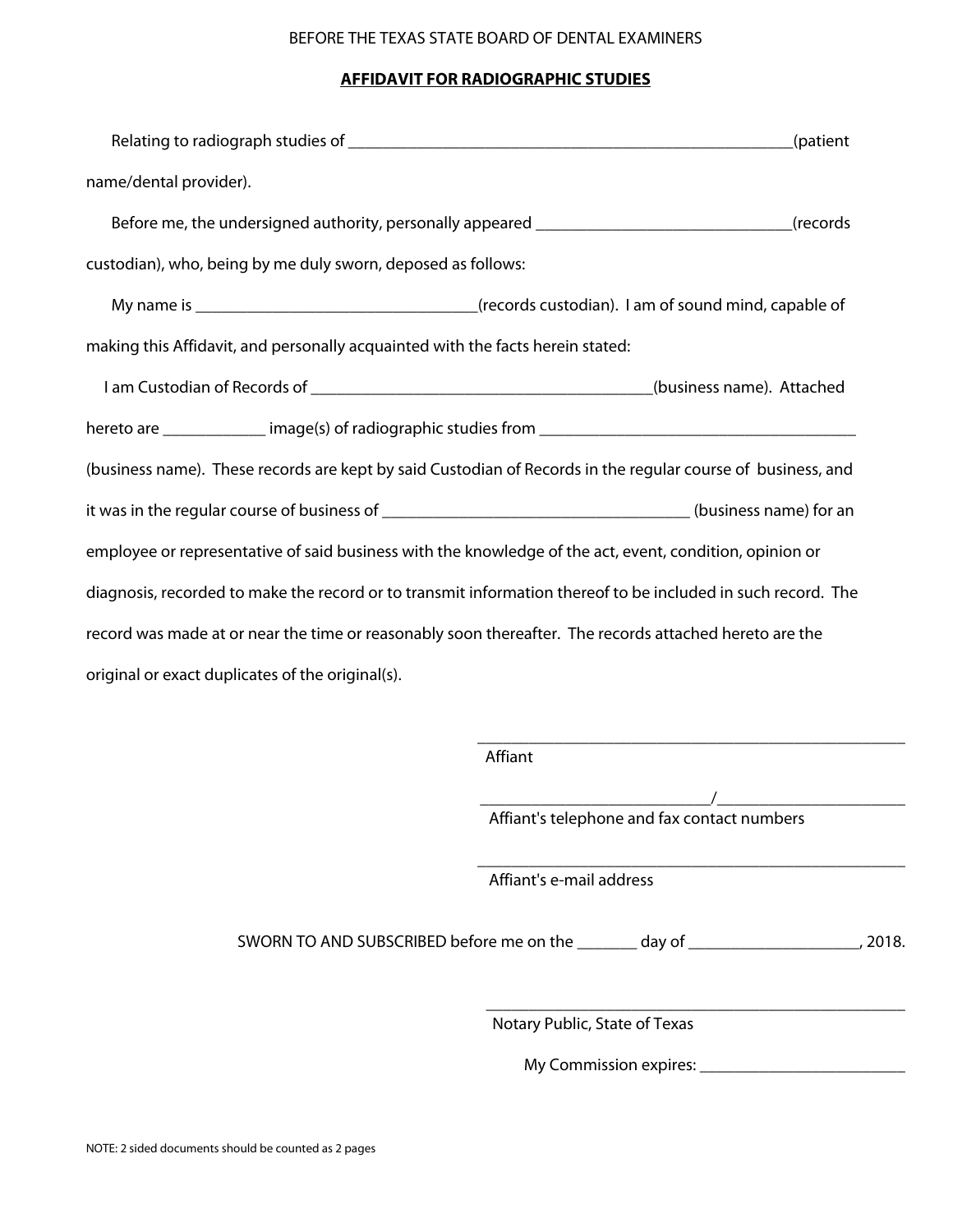BEFORE THE TEXAS STATE BOARD OF DENTAL EXAMINERS

**AFFIDAVIT FOR RADIOGRAPHIC STUDIES**

Relating to radiograph studies of _______________________________________________(patient name/dental provider).

Before me, the undersigned authority, personally appeared ____________________________(records custodian), who, being by me duly sworn, deposed as follows:

My name is ______________________________(records custodian). I am of sound mind, capable of making this Affidavit, and personally acquainted with the facts herein stated:

I am Custodian of Records of _____________________________________(business name). Attached hereto are ___________ image(s) of radiographic studies from __________________________________ (business name). These records are kept by said Custodian of Records in the regular course of business, and it was in the regular course of business of _________________________________ (business name) for an employee or representative of said business with the knowledge of the act, event, condition, opinion or diagnosis, recorded to make the record or to transmit information thereof to be included in such record. The record was made at or near the time or reasonably soon thereafter. The records attached hereto are the original or exact duplicates of the original(s).

_______________________________________________
Affiant

_________________________/_____________________
Affiant's telephone and fax contact numbers

_______________________________________________
Affiant's e-mail address

SWORN TO AND SUBSCRIBED before me on the _______ day of ___________________, 2018.

_______________________________________________
Notary Public, State of Texas

My Commission expires: _______________________

NOTE: 2 sided documents should be counted as 2 pages